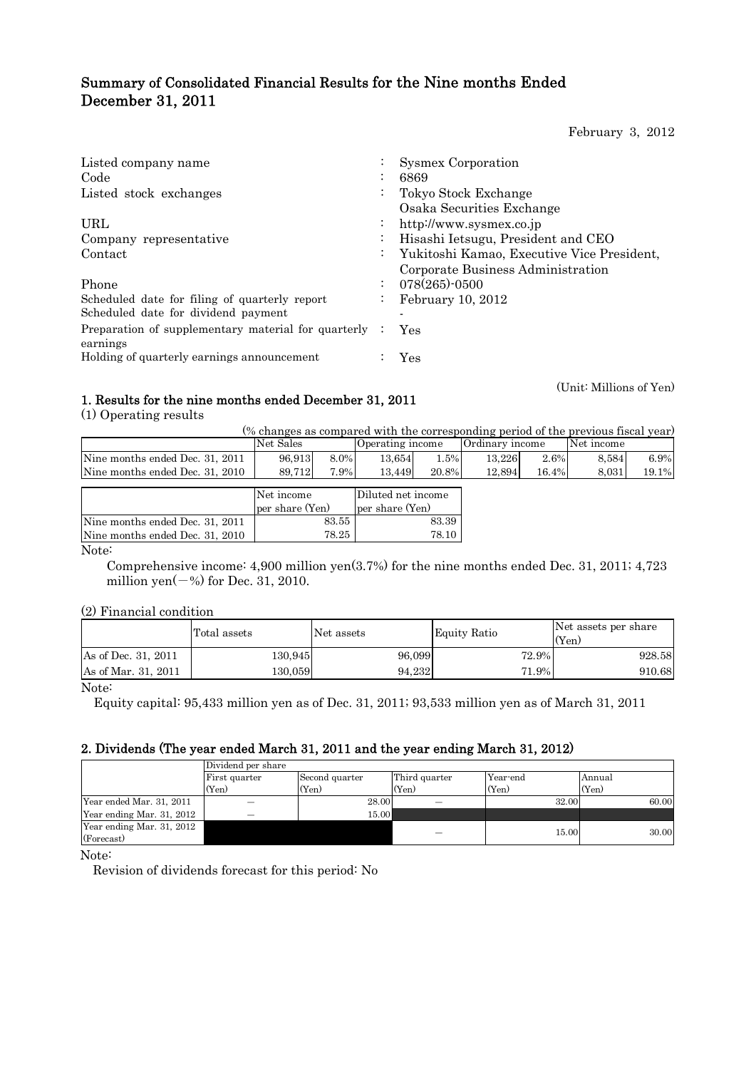# Summary of Consolidated Financial Results for the Nine months Ended December 31, 2011

February 3, 2012

| | | |
|---|---|---|
| Listed company name | : | Sysmex Corporation |
| Code | : | 6869 |
| Listed stock exchanges | : | Tokyo Stock Exchange<br>Osaka Securities Exchange |
| URL | : | http://www.sysmex.co.jp |
| Company representative | : | Hisashi Ietsugu, President and CEO |
| Contact | : | Yukitoshi Kamao, Executive Vice President, Corporate Business Administration |
| Phone | : | 078(265)-0500 |
| Scheduled date for filing of quarterly report | : | February 10, 2012 |
| Scheduled date for dividend payment | | - |
| Preparation of supplementary material for quarterly earnings | : | Yes |
| Holding of quarterly earnings announcement | : | Yes |

(Unit: Millions of Yen)

## 1. Results for the nine months ended December 31, 2011

(1) Operating results

(% changes as compared with the corresponding period of the previous fiscal year)

| | Net Sales | | Operating income | | Ordinary income | | Net income | |
|---|---|---|---|---|---|---|---|---|
| Nine months ended Dec. 31, 2011 | 96,913 | 8.0% | 13,654 | 1.5% | 13,226 | 2.6% | 8,584 | 6.9% |
| Nine months ended Dec. 31, 2010 | 89,712 | 7.9% | 13,449 | 20.8% | 12,894 | 16.4% | 8,031 | 19.1% |

| | Net income per share (Yen) | Diluted net income per share (Yen) |
|---|---|---|
| Nine months ended Dec. 31, 2011 | 83.55 | 83.39 |
| Nine months ended Dec. 31, 2010 | 78.25 | 78.10 |

Note:

Comprehensive income: 4,900 million yen(3.7%) for the nine months ended Dec. 31, 2011; 4,723 million yen(−%) for Dec. 31, 2010.

(2) Financial condition

| | Total assets | Net assets | Equity Ratio | Net assets per share (Yen) |
|---|---|---|---|---|
| As of Dec. 31, 2011 | 130,945 | 96,099 | 72.9% | 928.58 |
| As of Mar. 31, 2011 | 130,059 | 94,232 | 71.9% | 910.68 |

Note:

Equity capital: 95,433 million yen as of Dec. 31, 2011; 93,533 million yen as of March 31, 2011

## 2. Dividends (The year ended March 31, 2011 and the year ending March 31, 2012)

| | Dividend per share | | | | |
|---|---|---|---|---|---|
| | First quarter (Yen) | Second quarter (Yen) | Third quarter (Yen) | Year-end (Yen) | Annual (Yen) |
| Year ended Mar. 31, 2011 | — | 28.00 | — | 32.00 | 60.00 |
| Year ending Mar. 31, 2012 | — | 15.00 | | | |
| Year ending Mar. 31, 2012 (Forecast) | | | — | 15.00 | 30.00 |

Note:

Revision of dividends forecast for this period: No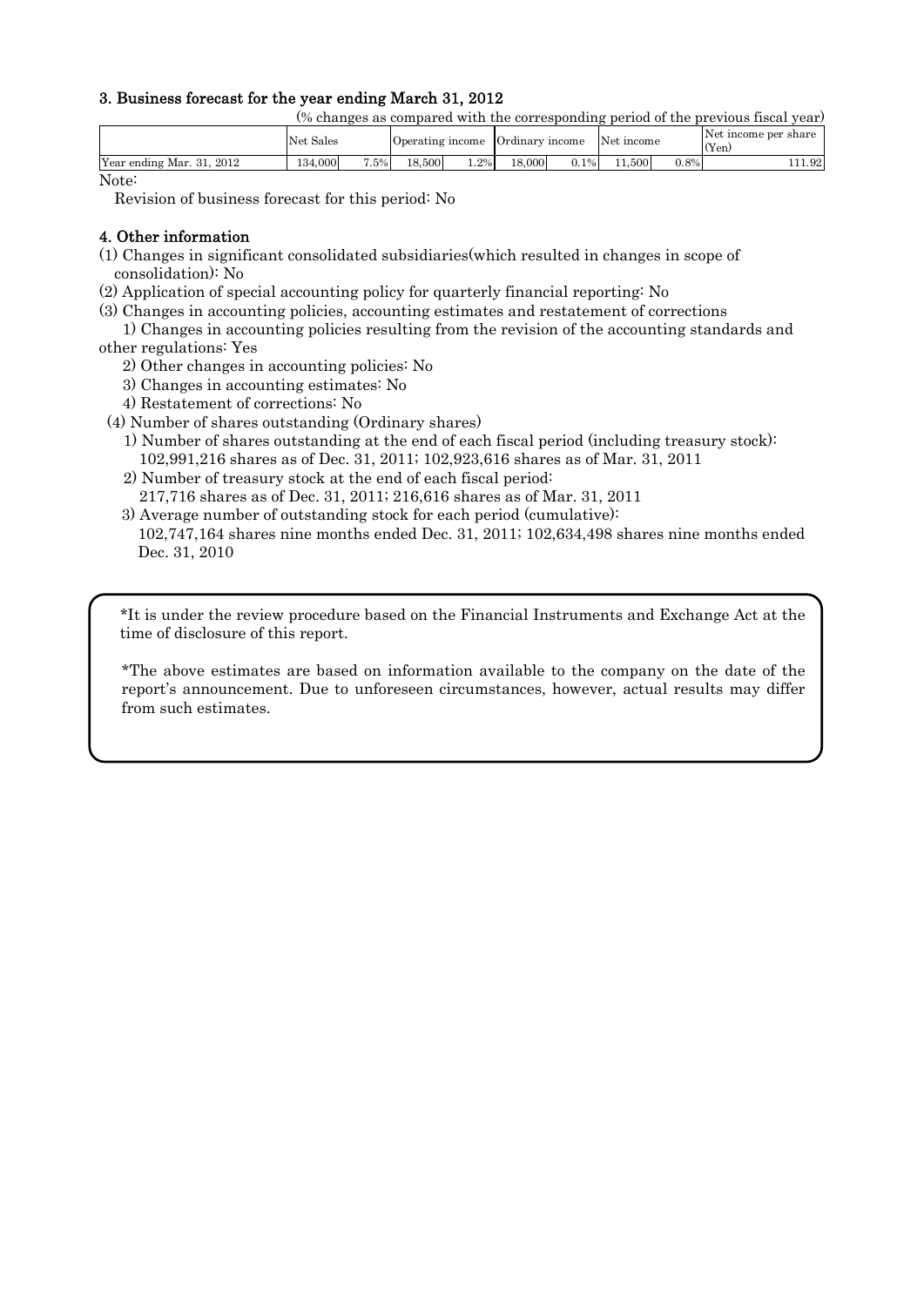### 3. Business forecast for the year ending March 31, 2012

(% changes as compared with the corresponding period of the previous fiscal year)

| | Net Sales | | Operating income | | Ordinary income | | Net income | | Net income per share (Yen) |
|---|---|---|---|---|---|---|---|---|---|
| Year ending Mar. 31, 2012 | 134,000 | 7.5% | 18,500 | 1.2% | 18,000 | 0.1% | 11,500 | 0.8% | 111.92 |

Note:

Revision of business forecast for this period: No

### 4. Other information

(1) Changes in significant consolidated subsidiaries(which resulted in changes in scope of consolidation): No

(2) Application of special accounting policy for quarterly financial reporting: No

(3) Changes in accounting policies, accounting estimates and restatement of corrections

1) Changes in accounting policies resulting from the revision of the accounting standards and other regulations: Yes

2) Other changes in accounting policies: No

3) Changes in accounting estimates: No

4) Restatement of corrections: No

(4) Number of shares outstanding (Ordinary shares)

1) Number of shares outstanding at the end of each fiscal period (including treasury stock): 102,991,216 shares as of Dec. 31, 2011; 102,923,616 shares as of Mar. 31, 2011

2) Number of treasury stock at the end of each fiscal period: 217,716 shares as of Dec. 31, 2011; 216,616 shares as of Mar. 31, 2011

3) Average number of outstanding stock for each period (cumulative): 102,747,164 shares nine months ended Dec. 31, 2011; 102,634,498 shares nine months ended Dec. 31, 2010

*It is under the review procedure based on the Financial Instruments and Exchange Act at the time of disclosure of this report.

*The above estimates are based on information available to the company on the date of the report's announcement. Due to unforeseen circumstances, however, actual results may differ from such estimates.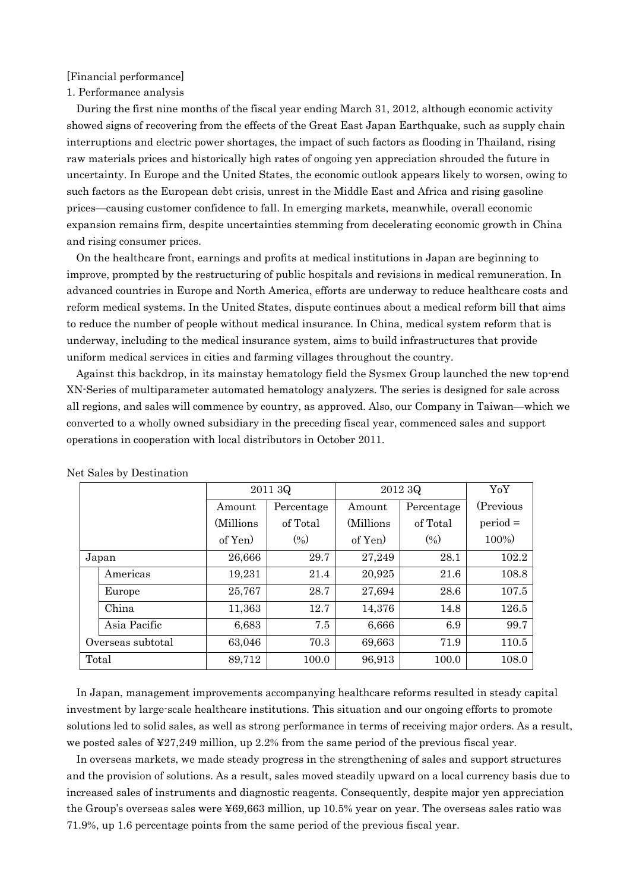[Financial performance]

1. Performance analysis

During the first nine months of the fiscal year ending March 31, 2012, although economic activity showed signs of recovering from the effects of the Great East Japan Earthquake, such as supply chain interruptions and electric power shortages, the impact of such factors as flooding in Thailand, rising raw materials prices and historically high rates of ongoing yen appreciation shrouded the future in uncertainty. In Europe and the United States, the economic outlook appears likely to worsen, owing to such factors as the European debt crisis, unrest in the Middle East and Africa and rising gasoline prices—causing customer confidence to fall. In emerging markets, meanwhile, overall economic expansion remains firm, despite uncertainties stemming from decelerating economic growth in China and rising consumer prices.

On the healthcare front, earnings and profits at medical institutions in Japan are beginning to improve, prompted by the restructuring of public hospitals and revisions in medical remuneration. In advanced countries in Europe and North America, efforts are underway to reduce healthcare costs and reform medical systems. In the United States, dispute continues about a medical reform bill that aims to reduce the number of people without medical insurance. In China, medical system reform that is underway, including to the medical insurance system, aims to build infrastructures that provide uniform medical services in cities and farming villages throughout the country.

Against this backdrop, in its mainstay hematology field the Sysmex Group launched the new top-end XN-Series of multiparameter automated hematology analyzers. The series is designed for sale across all regions, and sales will commence by country, as approved. Also, our Company in Taiwan—which we converted to a wholly owned subsidiary in the preceding fiscal year, commenced sales and support operations in cooperation with local distributors in October 2011.

Net Sales by Destination

| | | 2011 3Q | | 2012 3Q | | YoY |
|---|---|---|---|---|---|---|
| | | Amount (Millions of Yen) | Percentage of Total (%) | Amount (Millions of Yen) | Percentage of Total (%) | (Previous period = 100%) |
| Japan | | 26,666 | 29.7 | 27,249 | 28.1 | 102.2 |
| | Americas | 19,231 | 21.4 | 20,925 | 21.6 | 108.8 |
| | Europe | 25,767 | 28.7 | 27,694 | 28.6 | 107.5 |
| | China | 11,363 | 12.7 | 14,376 | 14.8 | 126.5 |
| | Asia Pacific | 6,683 | 7.5 | 6,666 | 6.9 | 99.7 |
| Overseas subtotal | | 63,046 | 70.3 | 69,663 | 71.9 | 110.5 |
| Total | | 89,712 | 100.0 | 96,913 | 100.0 | 108.0 |

In Japan, management improvements accompanying healthcare reforms resulted in steady capital investment by large-scale healthcare institutions. This situation and our ongoing efforts to promote solutions led to solid sales, as well as strong performance in terms of receiving major orders. As a result, we posted sales of ¥27,249 million, up 2.2% from the same period of the previous fiscal year.

In overseas markets, we made steady progress in the strengthening of sales and support structures and the provision of solutions. As a result, sales moved steadily upward on a local currency basis due to increased sales of instruments and diagnostic reagents. Consequently, despite major yen appreciation the Group's overseas sales were ¥69,663 million, up 10.5% year on year. The overseas sales ratio was 71.9%, up 1.6 percentage points from the same period of the previous fiscal year.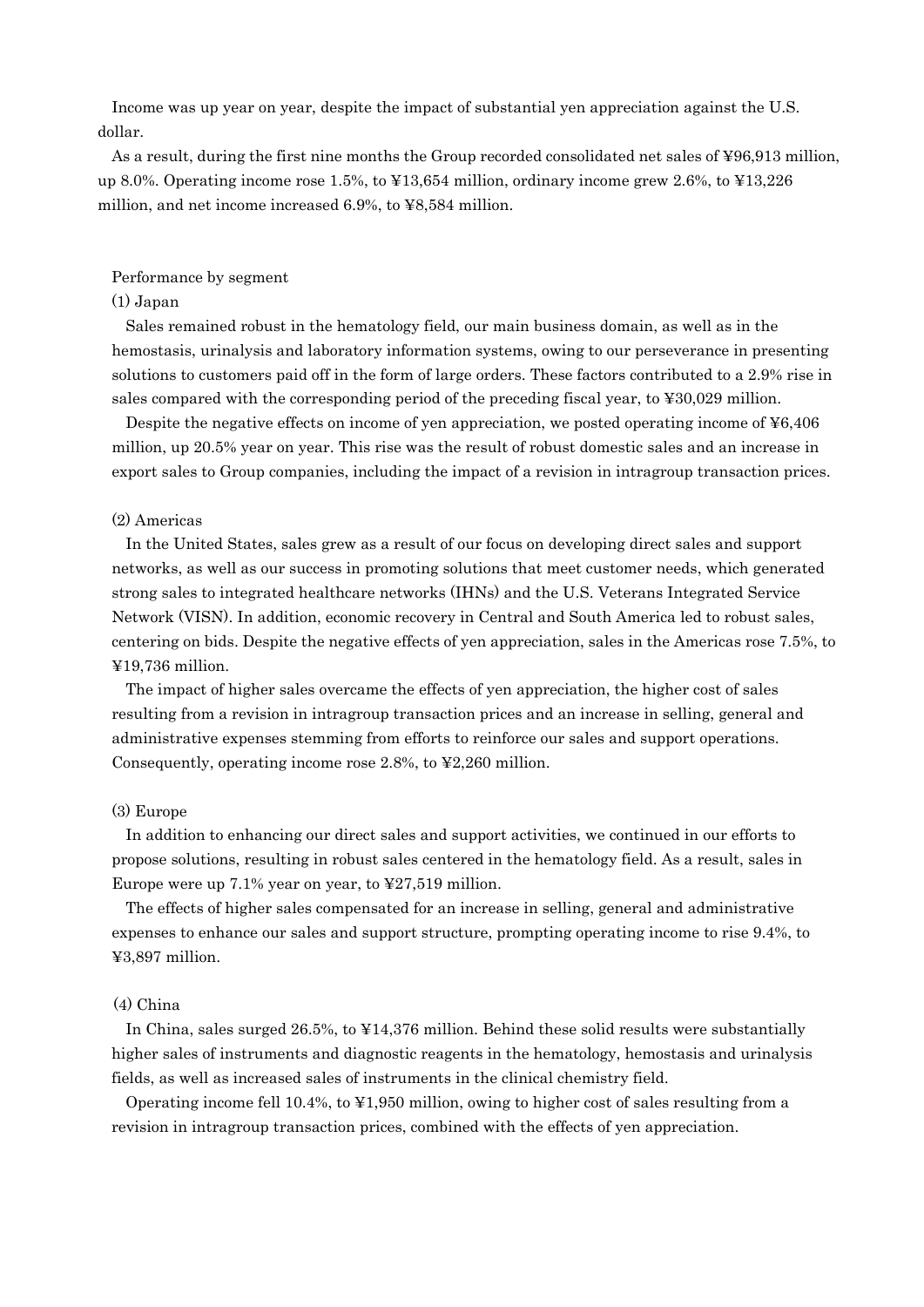Income was up year on year, despite the impact of substantial yen appreciation against the U.S. dollar.

As a result, during the first nine months the Group recorded consolidated net sales of ¥96,913 million, up 8.0%. Operating income rose 1.5%, to ¥13,654 million, ordinary income grew 2.6%, to ¥13,226 million, and net income increased 6.9%, to ¥8,584 million.

Performance by segment

(1) Japan

Sales remained robust in the hematology field, our main business domain, as well as in the hemostasis, urinalysis and laboratory information systems, owing to our perseverance in presenting solutions to customers paid off in the form of large orders. These factors contributed to a 2.9% rise in sales compared with the corresponding period of the preceding fiscal year, to ¥30,029 million.

Despite the negative effects on income of yen appreciation, we posted operating income of ¥6,406 million, up 20.5% year on year. This rise was the result of robust domestic sales and an increase in export sales to Group companies, including the impact of a revision in intragroup transaction prices.

(2) Americas

In the United States, sales grew as a result of our focus on developing direct sales and support networks, as well as our success in promoting solutions that meet customer needs, which generated strong sales to integrated healthcare networks (IHNs) and the U.S. Veterans Integrated Service Network (VISN). In addition, economic recovery in Central and South America led to robust sales, centering on bids. Despite the negative effects of yen appreciation, sales in the Americas rose 7.5%, to ¥19,736 million.

The impact of higher sales overcame the effects of yen appreciation, the higher cost of sales resulting from a revision in intragroup transaction prices and an increase in selling, general and administrative expenses stemming from efforts to reinforce our sales and support operations. Consequently, operating income rose 2.8%, to ¥2,260 million.

(3) Europe

In addition to enhancing our direct sales and support activities, we continued in our efforts to propose solutions, resulting in robust sales centered in the hematology field. As a result, sales in Europe were up 7.1% year on year, to ¥27,519 million.

The effects of higher sales compensated for an increase in selling, general and administrative expenses to enhance our sales and support structure, prompting operating income to rise 9.4%, to ¥3,897 million.

(4) China

In China, sales surged 26.5%, to ¥14,376 million. Behind these solid results were substantially higher sales of instruments and diagnostic reagents in the hematology, hemostasis and urinalysis fields, as well as increased sales of instruments in the clinical chemistry field.

Operating income fell 10.4%, to ¥1,950 million, owing to higher cost of sales resulting from a revision in intragroup transaction prices, combined with the effects of yen appreciation.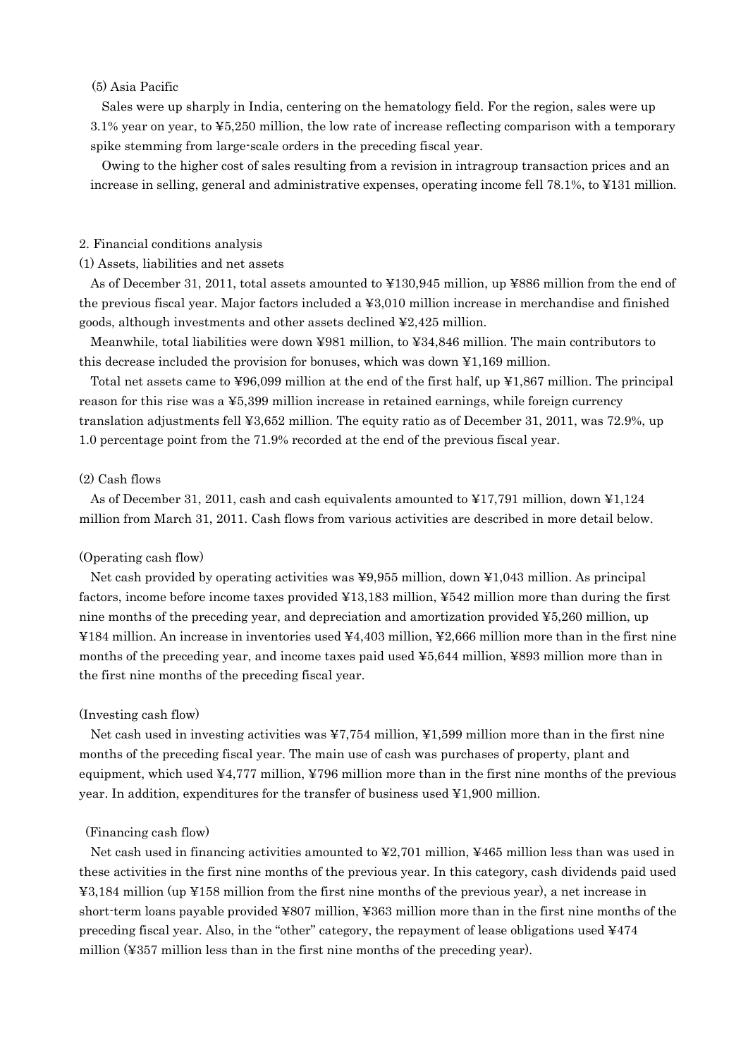### (5) Asia Pacific

Sales were up sharply in India, centering on the hematology field. For the region, sales were up 3.1% year on year, to ¥5,250 million, the low rate of increase reflecting comparison with a temporary spike stemming from large-scale orders in the preceding fiscal year.

Owing to the higher cost of sales resulting from a revision in intragroup transaction prices and an increase in selling, general and administrative expenses, operating income fell 78.1%, to ¥131 million.

## 2. Financial conditions analysis

### (1) Assets, liabilities and net assets

As of December 31, 2011, total assets amounted to ¥130,945 million, up ¥886 million from the end of the previous fiscal year. Major factors included a ¥3,010 million increase in merchandise and finished goods, although investments and other assets declined ¥2,425 million.

Meanwhile, total liabilities were down ¥981 million, to ¥34,846 million. The main contributors to this decrease included the provision for bonuses, which was down ¥1,169 million.

Total net assets came to ¥96,099 million at the end of the first half, up ¥1,867 million. The principal reason for this rise was a ¥5,399 million increase in retained earnings, while foreign currency translation adjustments fell ¥3,652 million. The equity ratio as of December 31, 2011, was 72.9%, up 1.0 percentage point from the 71.9% recorded at the end of the previous fiscal year.

### (2) Cash flows

As of December 31, 2011, cash and cash equivalents amounted to ¥17,791 million, down ¥1,124 million from March 31, 2011. Cash flows from various activities are described in more detail below.

(Operating cash flow)

Net cash provided by operating activities was ¥9,955 million, down ¥1,043 million. As principal factors, income before income taxes provided ¥13,183 million, ¥542 million more than during the first nine months of the preceding year, and depreciation and amortization provided ¥5,260 million, up ¥184 million. An increase in inventories used ¥4,403 million, ¥2,666 million more than in the first nine months of the preceding year, and income taxes paid used ¥5,644 million, ¥893 million more than in the first nine months of the preceding fiscal year.

(Investing cash flow)

Net cash used in investing activities was ¥7,754 million, ¥1,599 million more than in the first nine months of the preceding fiscal year. The main use of cash was purchases of property, plant and equipment, which used ¥4,777 million, ¥796 million more than in the first nine months of the previous year. In addition, expenditures for the transfer of business used ¥1,900 million.

(Financing cash flow)

Net cash used in financing activities amounted to ¥2,701 million, ¥465 million less than was used in these activities in the first nine months of the previous year. In this category, cash dividends paid used ¥3,184 million (up ¥158 million from the first nine months of the previous year), a net increase in short-term loans payable provided ¥807 million, ¥363 million more than in the first nine months of the preceding fiscal year. Also, in the "other" category, the repayment of lease obligations used ¥474 million (¥357 million less than in the first nine months of the preceding year).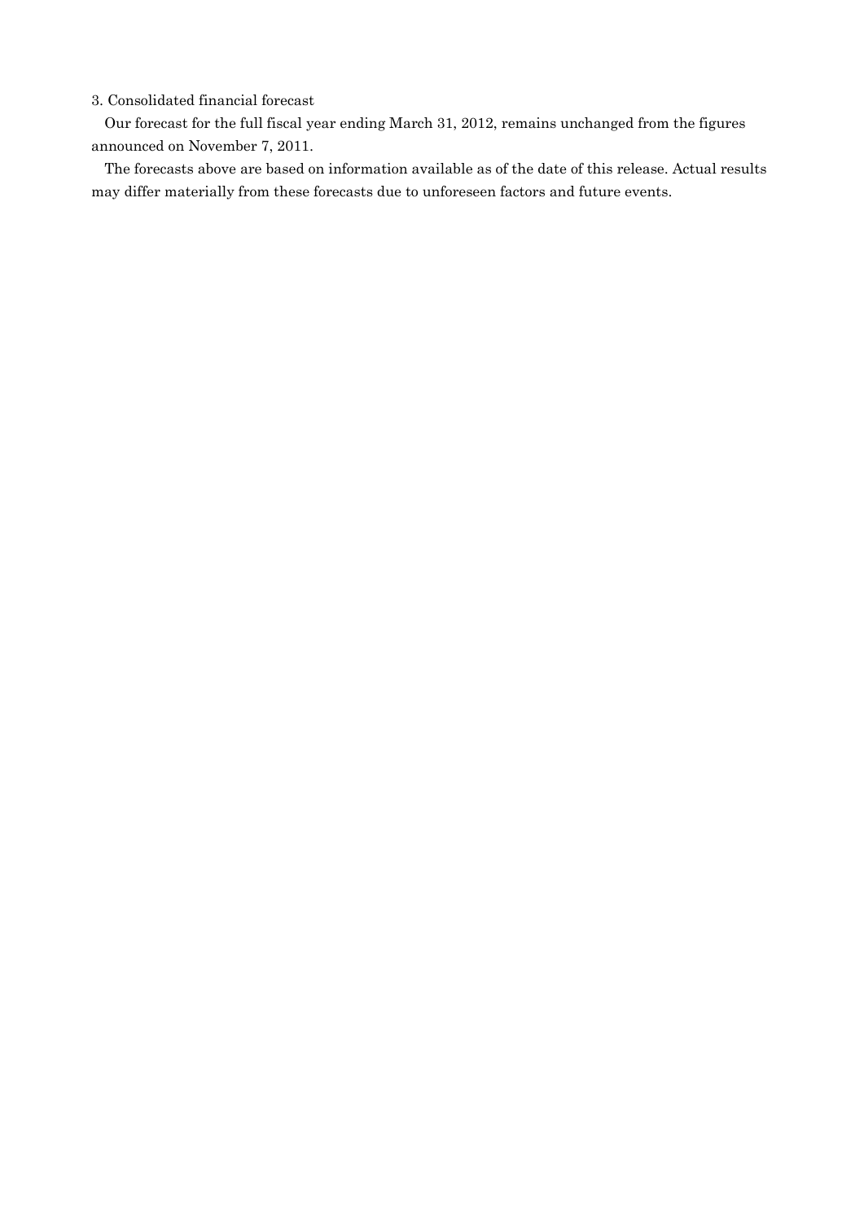### 3. Consolidated financial forecast

Our forecast for the full fiscal year ending March 31, 2012, remains unchanged from the figures announced on November 7, 2011.

The forecasts above are based on information available as of the date of this release. Actual results may differ materially from these forecasts due to unforeseen factors and future events.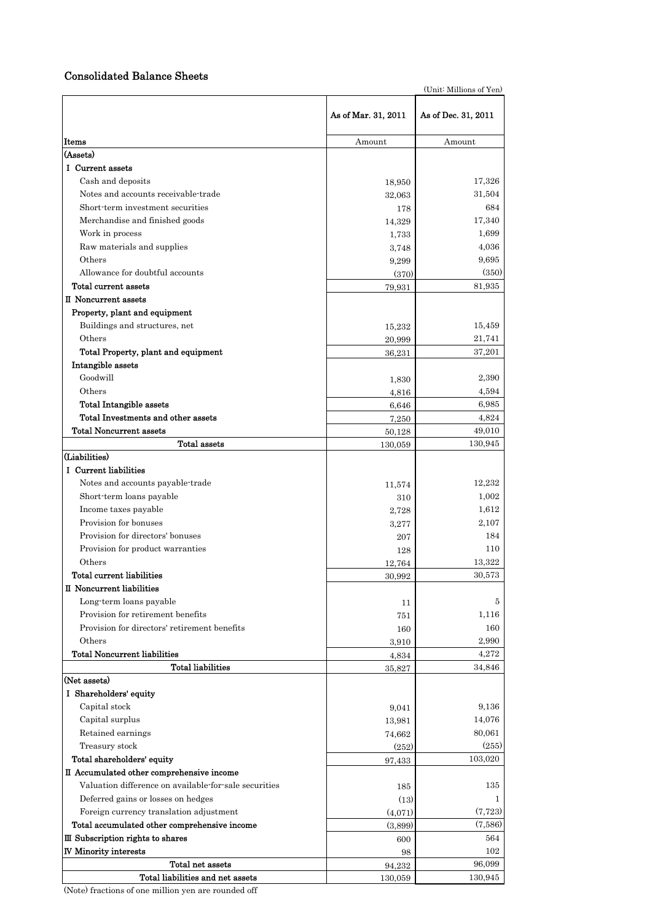## Consolidated Balance Sheets

(Unit: Millions of Yen)

| Items | As of Mar. 31, 2011 | As of Dec. 31, 2011 |
|---|---|---|
| | Amount | Amount |
| (Assets) | | |
| I Current assets | | |
| Cash and deposits | 18,950 | 17,326 |
| Notes and accounts receivable-trade | 32,063 | 31,504 |
| Short-term investment securities | 178 | 684 |
| Merchandise and finished goods | 14,329 | 17,340 |
| Work in process | 1,733 | 1,699 |
| Raw materials and supplies | 3,748 | 4,036 |
| Others | 9,299 | 9,695 |
| Allowance for doubtful accounts | (370) | (350) |
| **Total current assets** | 79,931 | 81,935 |
| II Noncurrent assets | | |
| Property, plant and equipment | | |
| Buildings and structures, net | 15,232 | 15,459 |
| Others | 20,999 | 21,741 |
| **Total Property, plant and equipment** | 36,231 | 37,201 |
| Intangible assets | | |
| Goodwill | 1,830 | 2,390 |
| Others | 4,816 | 4,594 |
| **Total Intangible assets** | 6,646 | 6,985 |
| **Total Investments and other assets** | 7,250 | 4,824 |
| **Total Noncurrent assets** | 50,128 | 49,010 |
| **Total assets** | 130,059 | 130,945 |
| (Liabilities) | | |
| I Current liabilities | | |
| Notes and accounts payable-trade | 11,574 | 12,232 |
| Short-term loans payable | 310 | 1,002 |
| Income taxes payable | 2,728 | 1,612 |
| Provision for bonuses | 3,277 | 2,107 |
| Provision for directors' bonuses | 207 | 184 |
| Provision for product warranties | 128 | 110 |
| Others | 12,764 | 13,322 |
| **Total current liabilities** | 30,992 | 30,573 |
| II Noncurrent liabilities | | |
| Long-term loans payable | 11 | 5 |
| Provision for retirement benefits | 751 | 1,116 |
| Provision for directors' retirement benefits | 160 | 160 |
| Others | 3,910 | 2,990 |
| **Total Noncurrent liabilities** | 4,834 | 4,272 |
| **Total liabilities** | 35,827 | 34,846 |
| (Net assets) | | |
| I Shareholders' equity | | |
| Capital stock | 9,041 | 9,136 |
| Capital surplus | 13,981 | 14,076 |
| Retained earnings | 74,662 | 80,061 |
| Treasury stock | (252) | (255) |
| **Total shareholders' equity** | 97,433 | 103,020 |
| II Accumulated other comprehensive income | | |
| Valuation difference on available-for-sale securities | 185 | 135 |
| Deferred gains or losses on hedges | (13) | 1 |
| Foreign currency translation adjustment | (4,071) | (7,723) |
| **Total accumulated other comprehensive income** | (3,899) | (7,586) |
| III Subscription rights to shares | 600 | 564 |
| IV Minority interests | 98 | 102 |
| **Total net assets** | 94,232 | 96,099 |
| **Total liabilities and net assets** | 130,059 | 130,945 |

(Note) fractions of one million yen are rounded off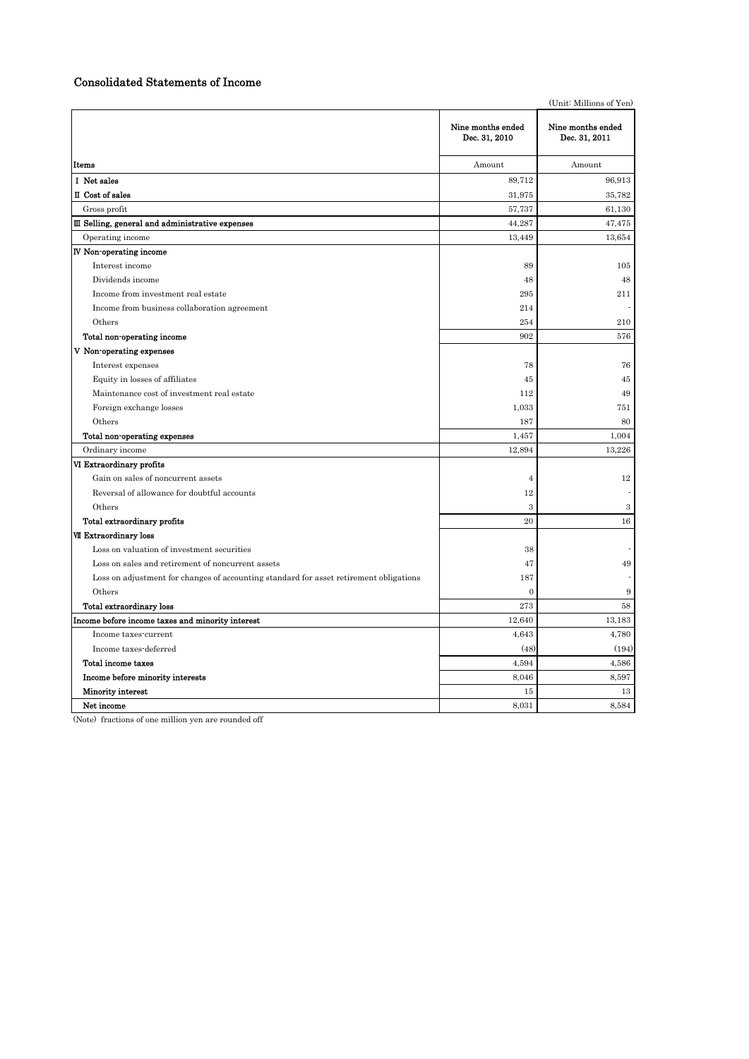## Consolidated Statements of Income

(Unit: Millions of Yen)

| Items | Nine months ended Dec. 31, 2010 | Nine months ended Dec. 31, 2011 |
|---|---|---|
| | Amount | Amount |
| Ⅰ Net sales | 89,712 | 96,913 |
| Ⅱ Cost of sales | 31,975 | 35,782 |
| Gross profit | 57,737 | 61,130 |
| Ⅲ Selling, general and administrative expenses | 44,287 | 47,475 |
| Operating income | 13,449 | 13,654 |
| Ⅳ Non-operating income | | |
| Interest income | 89 | 105 |
| Dividends income | 48 | 48 |
| Income from investment real estate | 295 | 211 |
| Income from business collaboration agreement | 214 | - |
| Others | 254 | 210 |
| Total non-operating income | 902 | 576 |
| Ⅴ Non-operating expenses | | |
| Interest expenses | 78 | 76 |
| Equity in losses of affiliates | 45 | 45 |
| Maintenance cost of investment real estate | 112 | 49 |
| Foreign exchange losses | 1,033 | 751 |
| Others | 187 | 80 |
| Total non-operating expenses | 1,457 | 1,004 |
| Ordinary income | 12,894 | 13,226 |
| Ⅵ Extraordinary profits | | |
| Gain on sales of noncurrent assets | 4 | 12 |
| Reversal of allowance for doubtful accounts | 12 | - |
| Others | 3 | 3 |
| Total extraordinary profits | 20 | 16 |
| Ⅶ Extraordinary loss | | |
| Loss on valuation of investment securities | 38 | - |
| Loss on sales and retirement of noncurrent assets | 47 | 49 |
| Loss on adjustment for changes of accounting standard for asset retirement obligations | 187 | - |
| Others | 0 | 9 |
| Total extraordinary loss | 273 | 58 |
| Income before income taxes and minority interest | 12,640 | 13,183 |
| Income taxes-current | 4,643 | 4,780 |
| Income taxes-deferred | (48) | (194) |
| Total income taxes | 4,594 | 4,586 |
| Income before minority interests | 8,046 | 8,597 |
| Minority interest | 15 | 13 |
| Net income | 8,031 | 8,584 |

(Note) fractions of one million yen are rounded off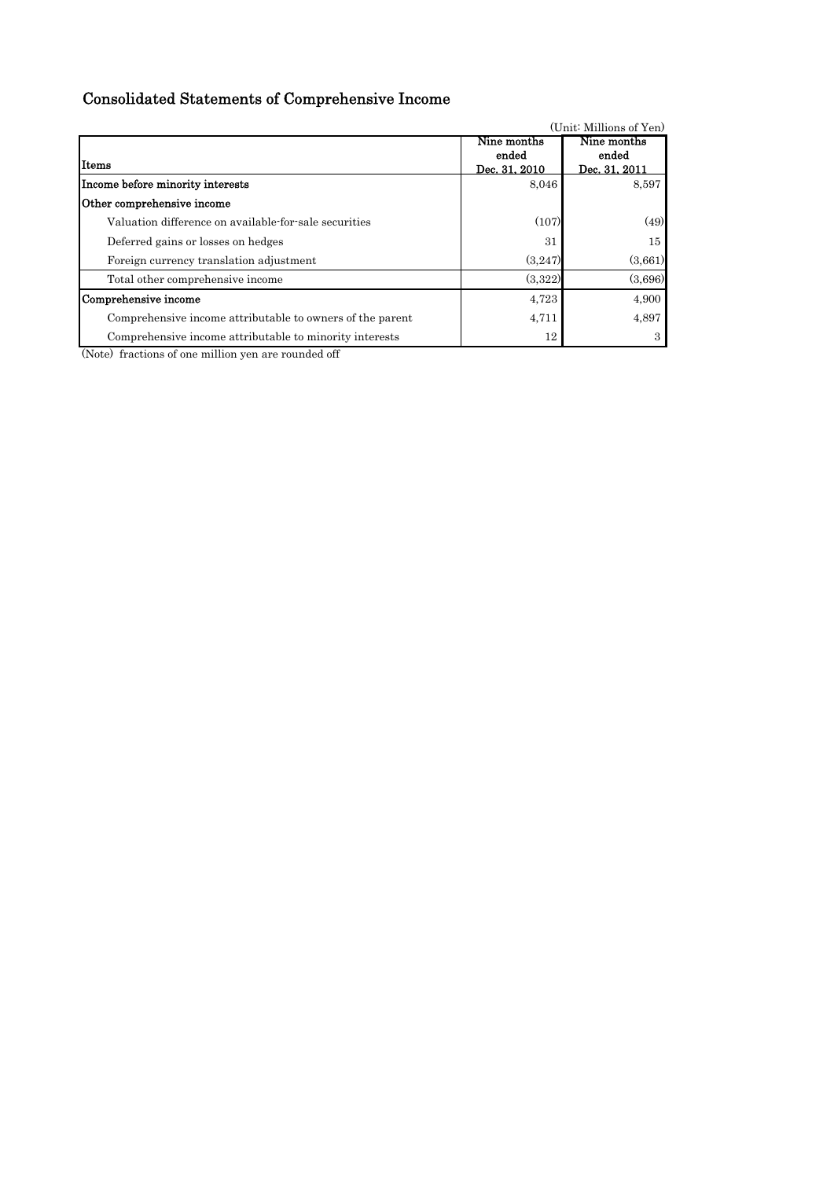# Consolidated Statements of Comprehensive Income

(Unit: Millions of Yen)

| Items | Nine months ended Dec. 31, 2010 | Nine months ended Dec. 31, 2011 |
|---|---|---|
| **Income before minority interests** | 8,046 | 8,597 |
| **Other comprehensive income** | | |
| Valuation difference on available-for-sale securities | (107) | (49) |
| Deferred gains or losses on hedges | 31 | 15 |
| Foreign currency translation adjustment | (3,247) | (3,661) |
| Total other comprehensive income | (3,322) | (3,696) |
| **Comprehensive income** | 4,723 | 4,900 |
| Comprehensive income attributable to owners of the parent | 4,711 | 4,897 |
| Comprehensive income attributable to minority interests | 12 | 3 |

(Note) fractions of one million yen are rounded off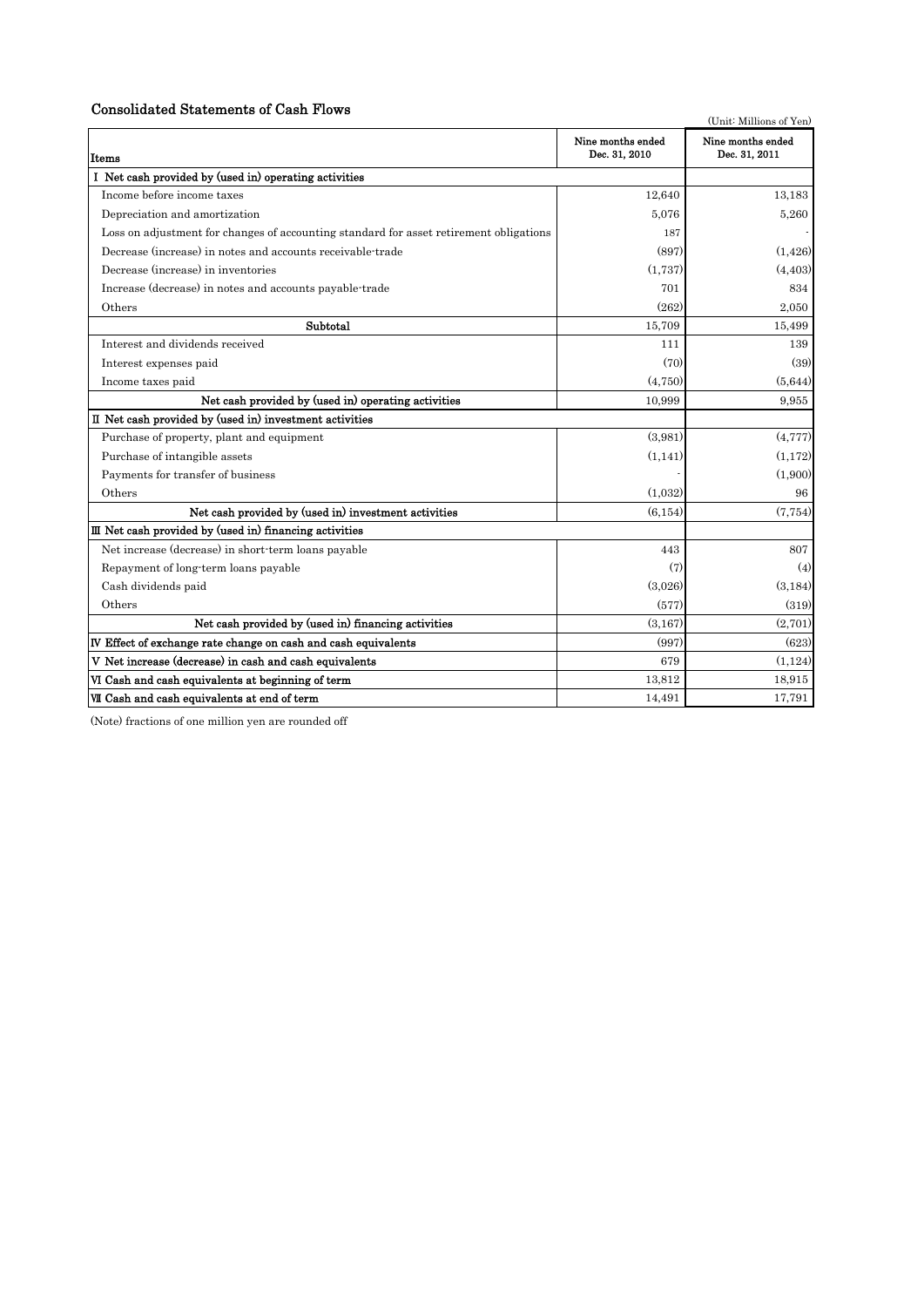## Consolidated Statements of Cash Flows

(Unit: Millions of Yen)

| Items | Nine months ended Dec. 31, 2010 | Nine months ended Dec. 31, 2011 |
|---|---|---|
| **I Net cash provided by (used in) operating activities** | | |
| Income before income taxes | 12,640 | 13,183 |
| Depreciation and amortization | 5,076 | 5,260 |
| Loss on adjustment for changes of accounting standard for asset retirement obligations | 187 | - |
| Decrease (increase) in notes and accounts receivable-trade | (897) | (1,426) |
| Decrease (increase) in inventories | (1,737) | (4,403) |
| Increase (decrease) in notes and accounts payable-trade | 701 | 834 |
| Others | (262) | 2,050 |
| **Subtotal** | 15,709 | 15,499 |
| Interest and dividends received | 111 | 139 |
| Interest expenses paid | (70) | (39) |
| Income taxes paid | (4,750) | (5,644) |
| **Net cash provided by (used in) operating activities** | 10,999 | 9,955 |
| **II Net cash provided by (used in) investment activities** | | |
| Purchase of property, plant and equipment | (3,981) | (4,777) |
| Purchase of intangible assets | (1,141) | (1,172) |
| Payments for transfer of business | - | (1,900) |
| Others | (1,032) | 96 |
| **Net cash provided by (used in) investment activities** | (6,154) | (7,754) |
| **III Net cash provided by (used in) financing activities** | | |
| Net increase (decrease) in short-term loans payable | 443 | 807 |
| Repayment of long-term loans payable | (7) | (4) |
| Cash dividends paid | (3,026) | (3,184) |
| Others | (577) | (319) |
| **Net cash provided by (used in) financing activities** | (3,167) | (2,701) |
| **IV Effect of exchange rate change on cash and cash equivalents** | (997) | (623) |
| **V Net increase (decrease) in cash and cash equivalents** | 679 | (1,124) |
| **VI Cash and cash equivalents at beginning of term** | 13,812 | 18,915 |
| **VII Cash and cash equivalents at end of term** | 14,491 | 17,791 |

(Note) fractions of one million yen are rounded off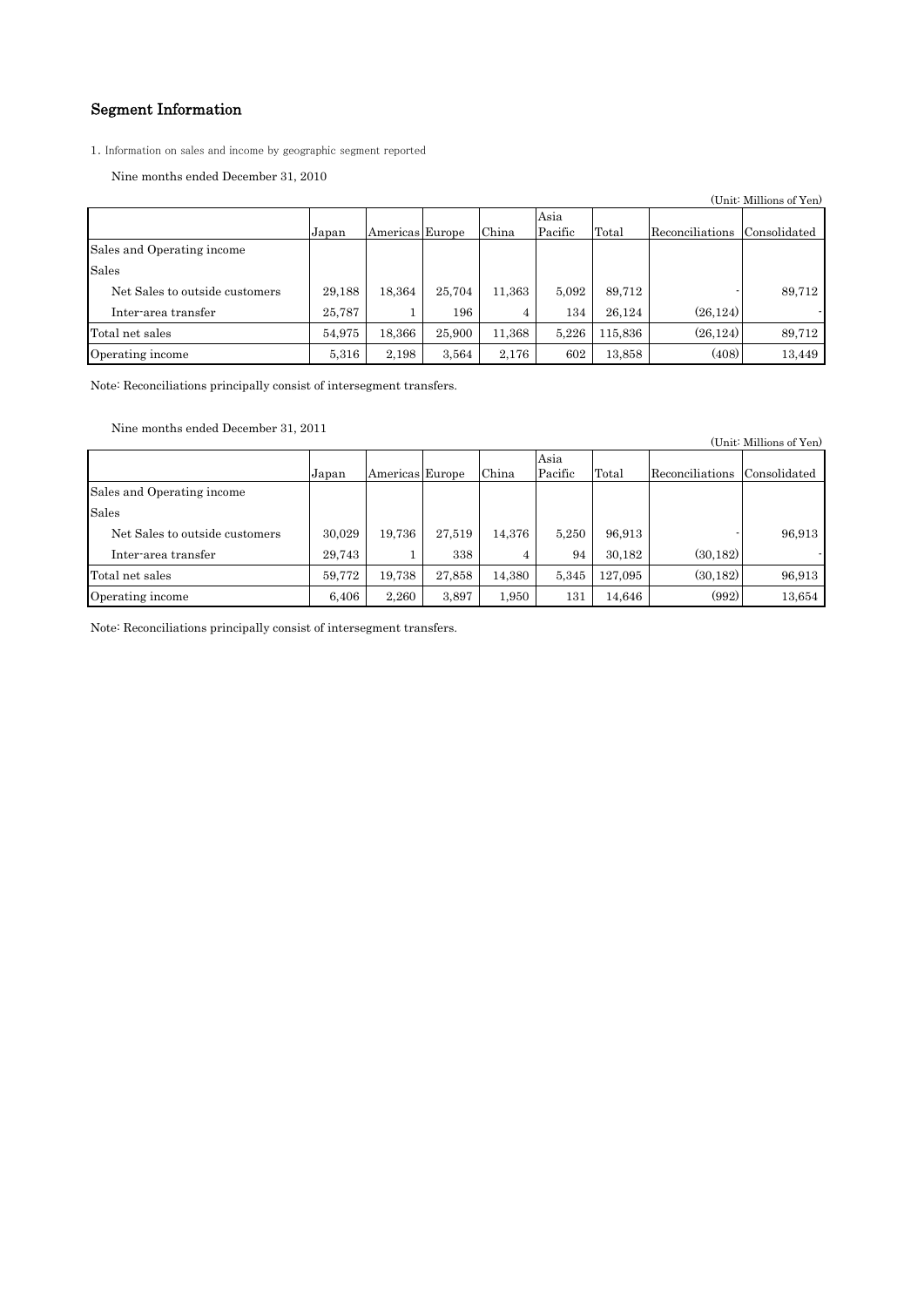# Segment Information

1. Information on sales and income by geographic segment reported

Nine months ended December 31, 2010

(Unit: Millions of Yen)

| | Japan | Americas | Europe | China | Asia Pacific | Total | Reconciliations | Consolidated |
|---|---|---|---|---|---|---|---|---|
| Sales and Operating income | | | | | | | | |
| Sales | | | | | | | | |
| Net Sales to outside customers | 29,188 | 18,364 | 25,704 | 11,363 | 5,092 | 89,712 | - | 89,712 |
| Inter-area transfer | 25,787 | 1 | 196 | 4 | 134 | 26,124 | (26,124) | - |
| Total net sales | 54,975 | 18,366 | 25,900 | 11,368 | 5,226 | 115,836 | (26,124) | 89,712 |
| Operating income | 5,316 | 2,198 | 3,564 | 2,176 | 602 | 13,858 | (408) | 13,449 |

Note: Reconciliations principally consist of intersegment transfers.

Nine months ended December 31, 2011

(Unit: Millions of Yen)

| | Japan | Americas | Europe | China | Asia Pacific | Total | Reconciliations | Consolidated |
|---|---|---|---|---|---|---|---|---|
| Sales and Operating income | | | | | | | | |
| Sales | | | | | | | | |
| Net Sales to outside customers | 30,029 | 19,736 | 27,519 | 14,376 | 5,250 | 96,913 | - | 96,913 |
| Inter-area transfer | 29,743 | 1 | 338 | 4 | 94 | 30,182 | (30,182) | - |
| Total net sales | 59,772 | 19,738 | 27,858 | 14,380 | 5,345 | 127,095 | (30,182) | 96,913 |
| Operating income | 6,406 | 2,260 | 3,897 | 1,950 | 131 | 14,646 | (992) | 13,654 |

Note: Reconciliations principally consist of intersegment transfers.